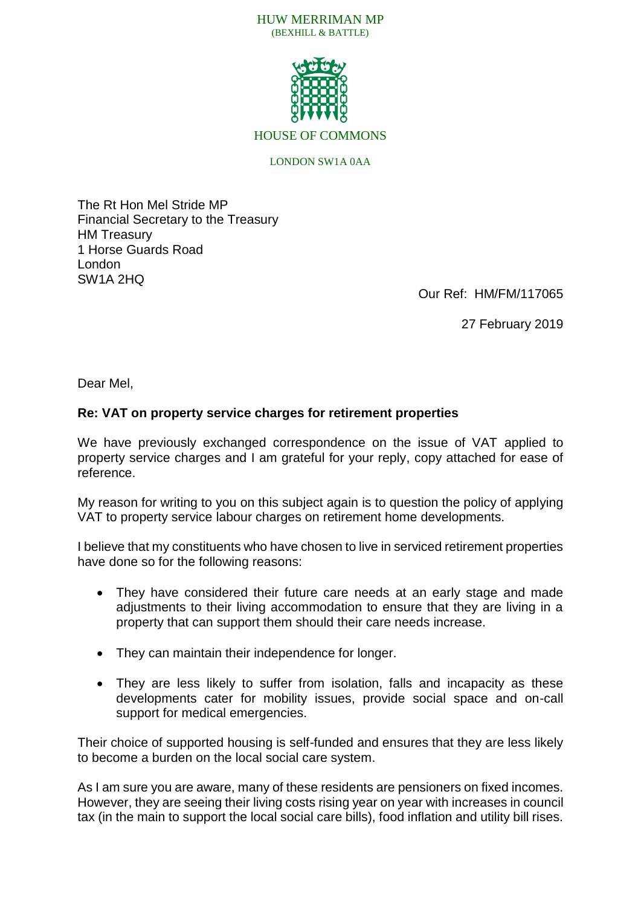HUW MERRIMAN MP
(BEXHILL & BATTLE)

HOUSE OF COMMONS

LONDON SW1A 0AA

The Rt Hon Mel Stride MP
Financial Secretary to the Treasury
HM Treasury
1 Horse Guards Road
London
SW1A 2HQ

Our Ref: HM/FM/117065

27 February 2019

Dear Mel,

**Re: VAT on property service charges for retirement properties**

We have previously exchanged correspondence on the issue of VAT applied to property service charges and I am grateful for your reply, copy attached for ease of reference.

My reason for writing to you on this subject again is to question the policy of applying VAT to property service labour charges on retirement home developments.

I believe that my constituents who have chosen to live in serviced retirement properties have done so for the following reasons:

- They have considered their future care needs at an early stage and made adjustments to their living accommodation to ensure that they are living in a property that can support them should their care needs increase.
- They can maintain their independence for longer.
- They are less likely to suffer from isolation, falls and incapacity as these developments cater for mobility issues, provide social space and on-call support for medical emergencies.

Their choice of supported housing is self-funded and ensures that they are less likely to become a burden on the local social care system.

As I am sure you are aware, many of these residents are pensioners on fixed incomes. However, they are seeing their living costs rising year on year with increases in council tax (in the main to support the local social care bills), food inflation and utility bill rises.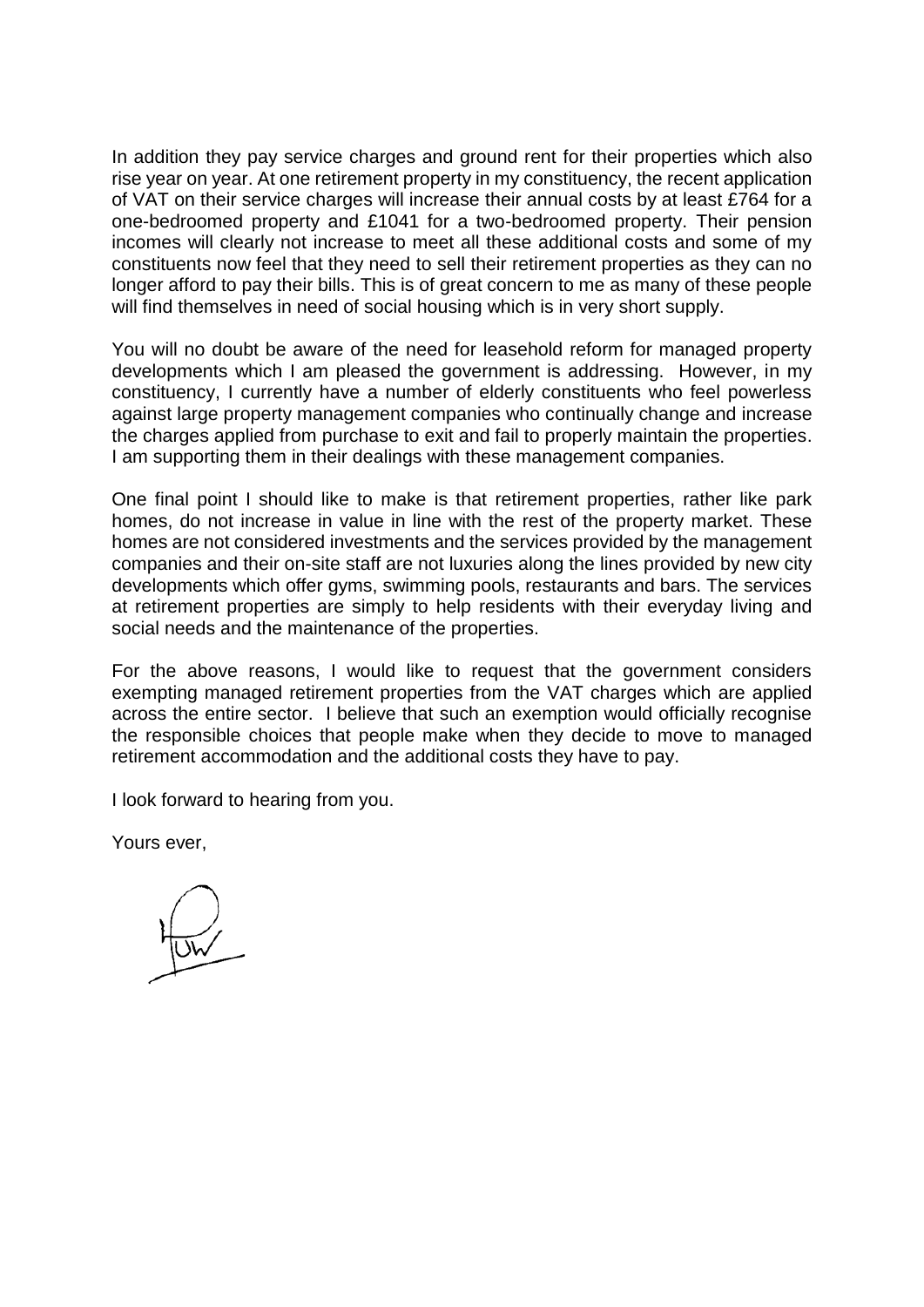In addition they pay service charges and ground rent for their properties which also rise year on year. At one retirement property in my constituency, the recent application of VAT on their service charges will increase their annual costs by at least £764 for a one-bedroomed property and £1041 for a two-bedroomed property. Their pension incomes will clearly not increase to meet all these additional costs and some of my constituents now feel that they need to sell their retirement properties as they can no longer afford to pay their bills. This is of great concern to me as many of these people will find themselves in need of social housing which is in very short supply.

You will no doubt be aware of the need for leasehold reform for managed property developments which I am pleased the government is addressing. However, in my constituency, I currently have a number of elderly constituents who feel powerless against large property management companies who continually change and increase the charges applied from purchase to exit and fail to properly maintain the properties. I am supporting them in their dealings with these management companies.

One final point I should like to make is that retirement properties, rather like park homes, do not increase in value in line with the rest of the property market. These homes are not considered investments and the services provided by the management companies and their on-site staff are not luxuries along the lines provided by new city developments which offer gyms, swimming pools, restaurants and bars. The services at retirement properties are simply to help residents with their everyday living and social needs and the maintenance of the properties.

For the above reasons, I would like to request that the government considers exempting managed retirement properties from the VAT charges which are applied across the entire sector. I believe that such an exemption would officially recognise the responsible choices that people make when they decide to move to managed retirement accommodation and the additional costs they have to pay.

I look forward to hearing from you.

Yours ever,